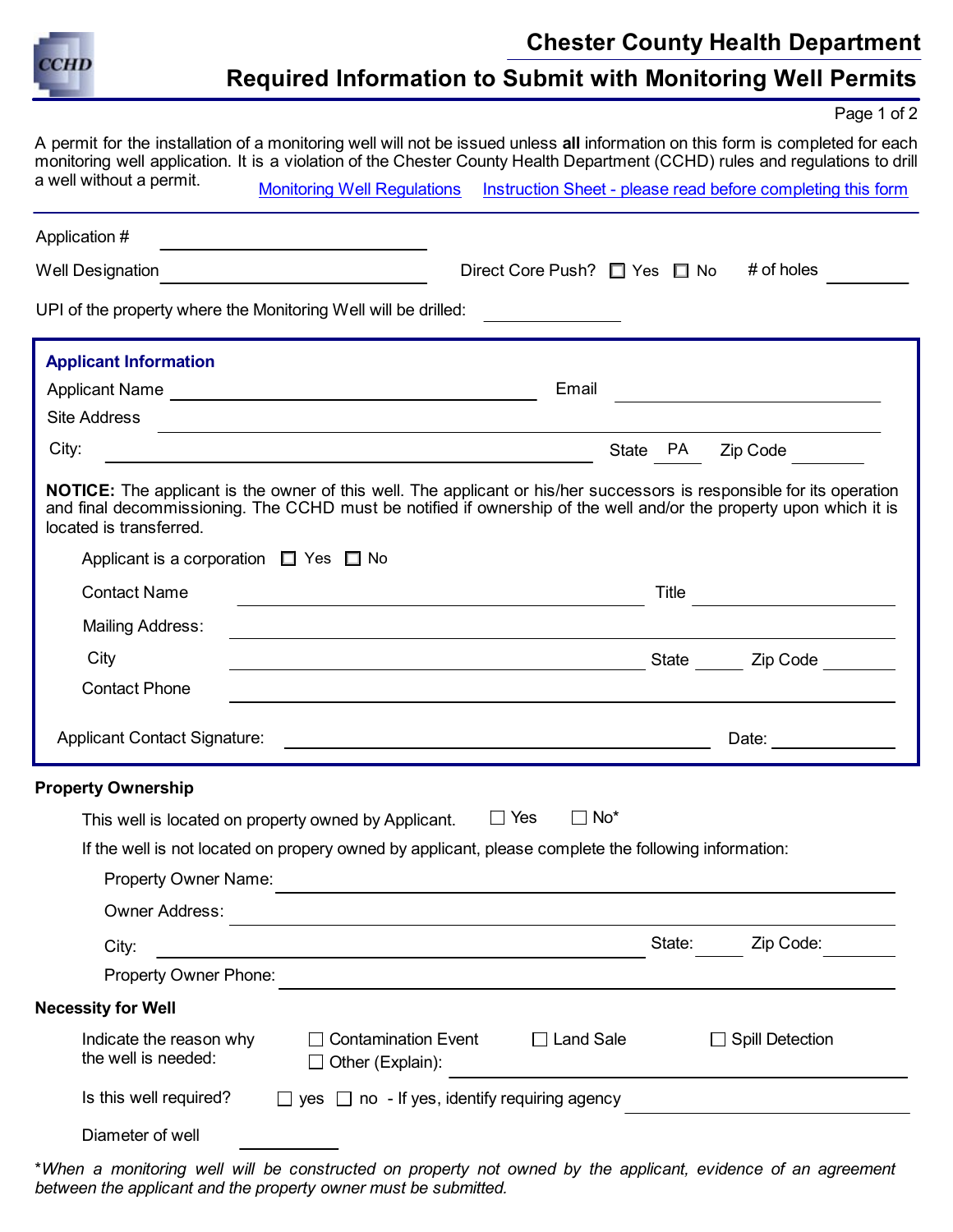# Chester County Health Department

## Required Information to Submit with Monitoring Well Permits

A permit for the installation of a monitoring well will not be issued unless **all** information on this form is completed for each monitoring well application. It is a violation of the Chester County Health Department (CCHD) rules and regulations to drill a well without a permit.

Monitoring Well Regulations    Instruction Sheet - please read before completing this form

Application # ______________________

Well Designation ______________________    Direct Core Push? ☐ Yes ☐ No    # of holes ________

UPI of the property where the Monitoring Well will be drilled: ____________

### Applicant Information

Applicant Name ______________________    Email ______________________

Site Address ______________________

City: ______________________    State PA    Zip Code ________

**NOTICE:** The applicant is the owner of this well. The applicant or his/her successors is responsible for its operation and final decommissioning. The CCHD must be notified if ownership of the well and/or the property upon which it is located is transferred.

Applicant is a corporation ☐ Yes ☐ No

Contact Name ______________________    Title ______________________

Mailing Address: ______________________

City ______________________    State ______    Zip Code ________

Contact Phone ______________________

Applicant Contact Signature: ______________________    Date: ____________

### Property Ownership

This well is located on property owned by Applicant. ☐ Yes ☐ No*

If the well is not located on propery owned by applicant, please complete the following information:

Property Owner Name: ______________________

Owner Address: ______________________

City: ______________________    State: ______    Zip Code: ________

Property Owner Phone: ______________________

### Necessity for Well

Indicate the reason why the well is needed: ☐ Contamination Event ☐ Land Sale ☐ Spill Detection ☐ Other (Explain): ______________________

Is this well required? ☐ yes ☐ no - If yes, identify requiring agency ______________________

Diameter of well ____________

**When a monitoring well will be constructed on property not owned by the applicant, evidence of an agreement between the applicant and the property owner must be submitted.*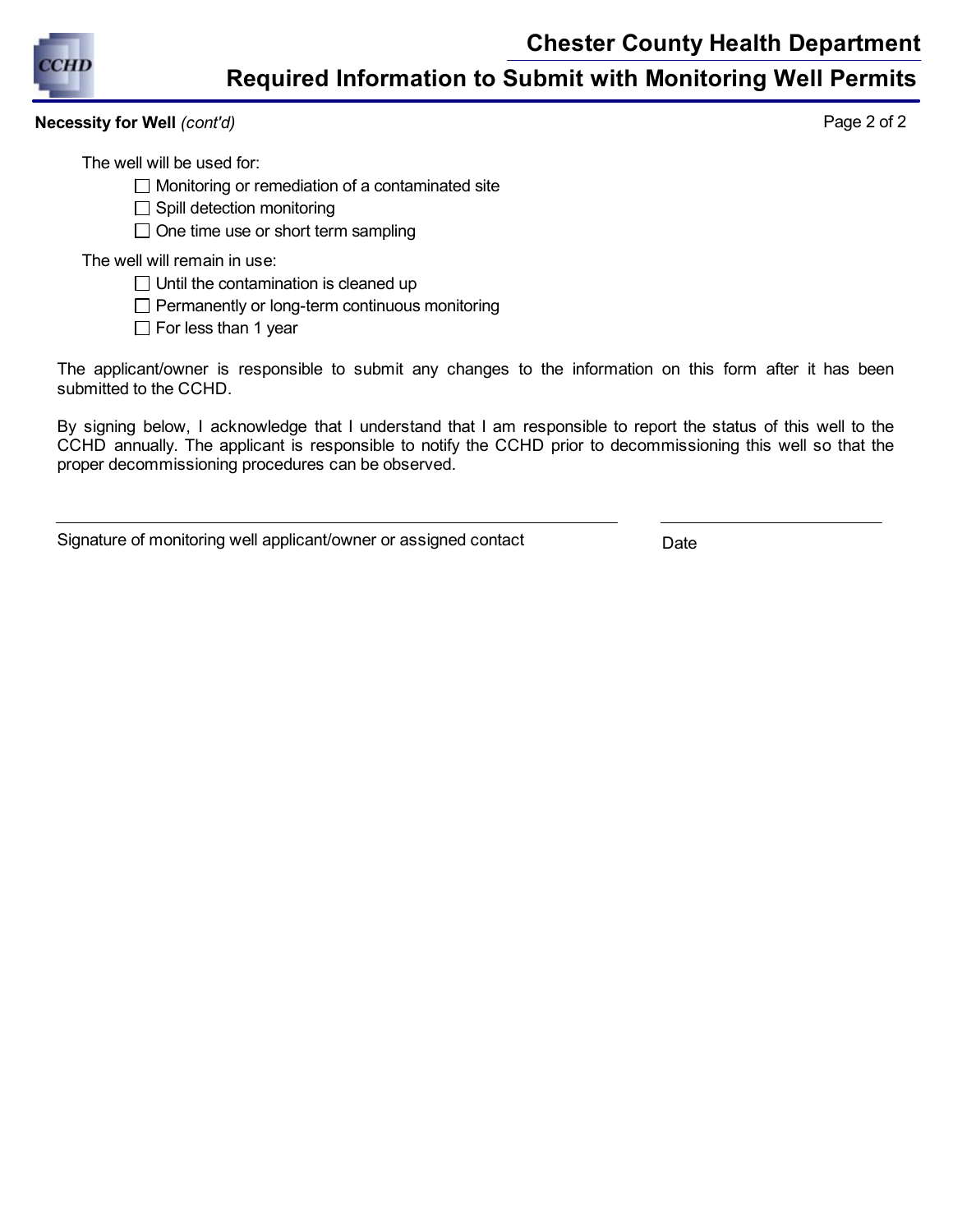**Necessity for Well** *(cont'd)*

The well will be used for:

- ☐ Monitoring or remediation of a contaminated site
- ☐ Spill detection monitoring
- ☐ One time use or short term sampling

The well will remain in use:

- ☐ Until the contamination is cleaned up
- ☐ Permanently or long-term continuous monitoring
- ☐ For less than 1 year

The applicant/owner is responsible to submit any changes to the information on this form after it has been submitted to the CCHD.

By signing below, I acknowledge that I understand that I am responsible to report the status of this well to the CCHD annually. The applicant is responsible to notify the CCHD prior to decommissioning this well so that the proper decommissioning procedures can be observed.

______________________________________________ ____________________

Signature of monitoring well applicant/owner or assigned contact Date